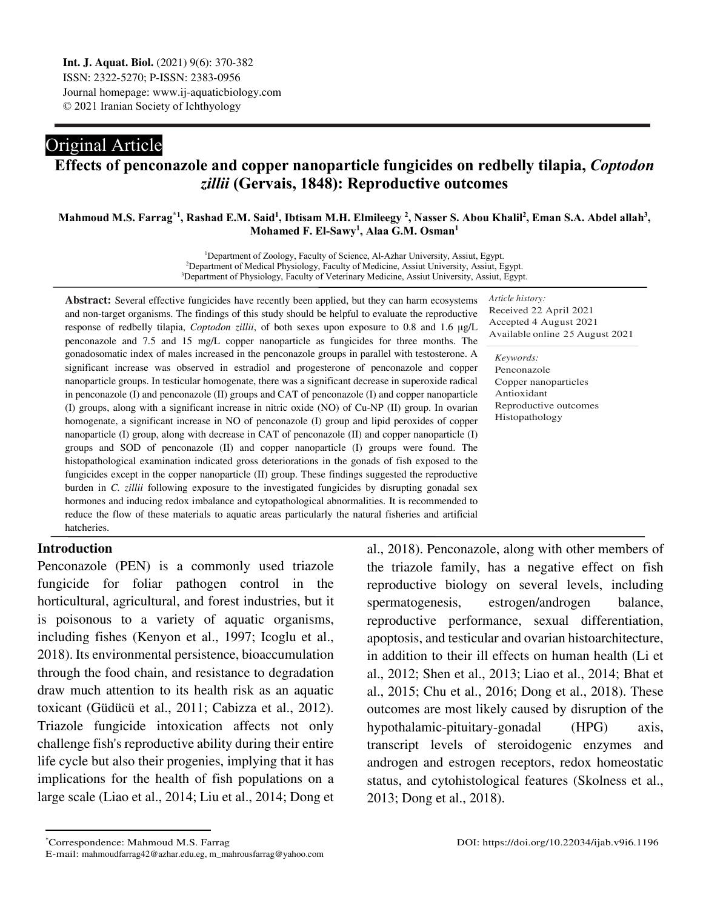Int. J. Aquat. Biol. (2021) 9(6): 370-382
ISSN: 2322-5270; P-ISSN: 2383-0956
Journal homepage: www.ij-aquaticbiology.com
© 2021 Iranian Society of Ichthyology

Original Article

# Effects of penconazole and copper nanoparticle fungicides on redbelly tilapia, *Coptodon zillii* (Gervais, 1848): Reproductive outcomes

**Mahmoud M.S. Farrag*[1], Rashad E.M. Said[1], Ibtisam M.H. Elmileegy[2], Nasser S. Abou Khalil[2], Eman S.A. Abdel allah[3], Mohamed F. El-Sawy[1], Alaa G.M. Osman[1]**

[1]Department of Zoology, Faculty of Science, Al-Azhar University, Assiut, Egypt.
[2]Department of Medical Physiology, Faculty of Medicine, Assiut University, Assiut, Egypt.
[3]Department of Physiology, Faculty of Veterinary Medicine, Assiut University, Assiut, Egypt.

**Abstract:** Several effective fungicides have recently been applied, but they can harm ecosystems and non-target organisms. The findings of this study should be helpful to evaluate the reproductive response of redbelly tilapia, *Coptodon zillii*, of both sexes upon exposure to 0.8 and 1.6 μg/L penconazole and 7.5 and 15 mg/L copper nanoparticle as fungicides for three months. The gonadosomatic index of males increased in the penconazole groups in parallel with testosterone. A significant increase was observed in estradiol and progesterone of penconazole and copper nanoparticle groups. In testicular homogenate, there was a significant decrease in superoxide radical in penconazole (I) and penconazole (II) groups and CAT of penconazole (I) and copper nanoparticle (I) groups, along with a significant increase in nitric oxide (NO) of Cu-NP (II) group. In ovarian homogenate, a significant increase in NO of penconazole (I) group and lipid peroxides of copper nanoparticle (I) group, along with decrease in CAT of penconazole (II) and copper nanoparticle (I) groups and SOD of penconazole (II) and copper nanoparticle (I) groups were found. The histopathological examination indicated gross deteriorations in the gonads of fish exposed to the fungicides except in the copper nanoparticle (II) group. These findings suggested the reproductive burden in *C. zillii* following exposure to the investigated fungicides by disrupting gonadal sex hormones and inducing redox imbalance and cytopathological abnormalities. It is recommended to reduce the flow of these materials to aquatic areas particularly the natural fisheries and artificial hatcheries.

*Article history:*
Received 22 April 2021
Accepted 4 August 2021
Available online 25 August 2021

*Keywords:*
Penconazole
Copper nanoparticles
Antioxidant
Reproductive outcomes
Histopathology

## Introduction

Penconazole (PEN) is a commonly used triazole fungicide for foliar pathogen control in the horticultural, agricultural, and forest industries, but it is poisonous to a variety of aquatic organisms, including fishes (Kenyon et al., 1997; Icoglu et al., 2018). Its environmental persistence, bioaccumulation through the food chain, and resistance to degradation draw much attention to its health risk as an aquatic toxicant (Güdücü et al., 2011; Cabizza et al., 2012). Triazole fungicide intoxication affects not only challenge fish's reproductive ability during their entire life cycle but also their progenies, implying that it has implications for the health of fish populations on a large scale (Liao et al., 2014; Liu et al., 2014; Dong et al., 2018). Penconazole, along with other members of the triazole family, has a negative effect on fish reproductive biology on several levels, including spermatogenesis, estrogen/androgen balance, reproductive performance, sexual differentiation, apoptosis, and testicular and ovarian histoarchitecture, in addition to their ill effects on human health (Li et al., 2012; Shen et al., 2013; Liao et al., 2014; Bhat et al., 2015; Chu et al., 2016; Dong et al., 2018). These outcomes are most likely caused by disruption of the hypothalamic-pituitary-gonadal (HPG) axis, transcript levels of steroidogenic enzymes and androgen and estrogen receptors, redox homeostatic status, and cytohistological features (Skolness et al., 2013; Dong et al., 2018).

*Correspondence: Mahmoud M.S. Farrag
E-mail: mahmoudfarrag42@azhar.edu.eg, m_mahrousfarrag@yahoo.com

DOI: https://doi.org/10.22034/ijab.v9i6.1196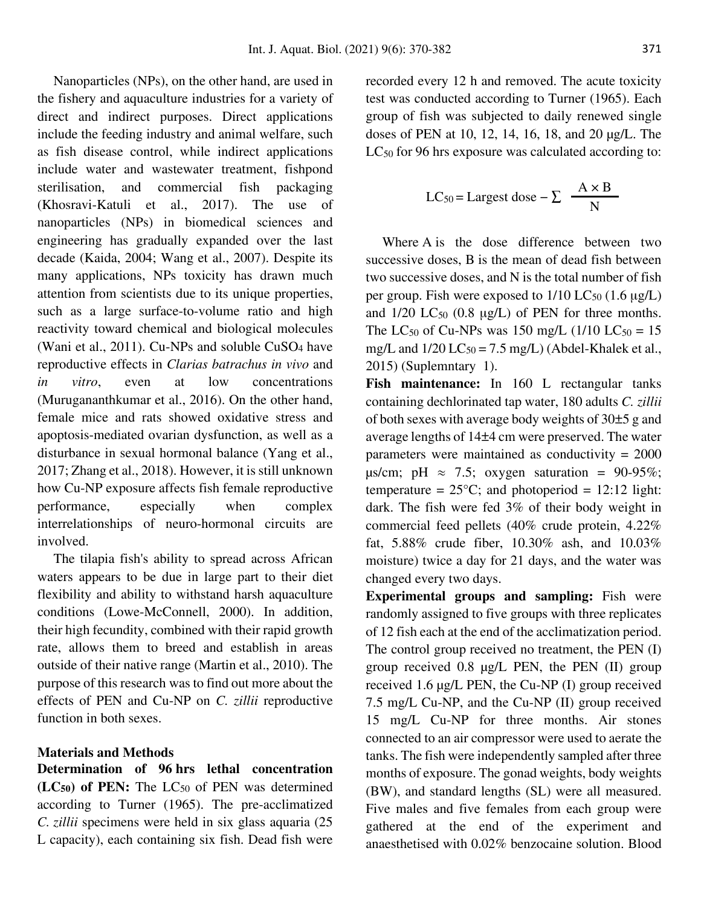Nanoparticles (NPs), on the other hand, are used in the fishery and aquaculture industries for a variety of direct and indirect purposes. Direct applications include the feeding industry and animal welfare, such as fish disease control, while indirect applications include water and wastewater treatment, fishpond sterilisation, and commercial fish packaging (Khosravi-Katuli et al., 2017). The use of nanoparticles (NPs) in biomedical sciences and engineering has gradually expanded over the last decade (Kaida, 2004; Wang et al., 2007). Despite its many applications, NPs toxicity has drawn much attention from scientists due to its unique properties, such as a large surface-to-volume ratio and high reactivity toward chemical and biological molecules (Wani et al., 2011). Cu-NPs and soluble $CuSO_4$ have reproductive effects in *Clarias batrachus in vivo* and *in vitro*, even at low concentrations (Murugananthkumar et al., 2016). On the other hand, female mice and rats showed oxidative stress and apoptosis-mediated ovarian dysfunction, as well as a disturbance in sexual hormonal balance (Yang et al., 2017; Zhang et al., 2018). However, it is still unknown how Cu-NP exposure affects fish female reproductive performance, especially when complex interrelationships of neuro-hormonal circuits are involved.

The tilapia fish's ability to spread across African waters appears to be due in large part to their diet flexibility and ability to withstand harsh aquaculture conditions (Lowe-McConnell, 2000). In addition, their high fecundity, combined with their rapid growth rate, allows them to breed and establish in areas outside of their native range (Martin et al., 2010). The purpose of this research was to find out more about the effects of PEN and Cu-NP on *C. zillii* reproductive function in both sexes.

## Materials and Methods

**Determination of 96 hrs lethal concentration ($LC_{50}$) of PEN:** The $LC_{50}$ of PEN was determined according to Turner (1965). The pre-acclimatized *C. zillii* specimens were held in six glass aquaria (25 L capacity), each containing six fish. Dead fish were recorded every 12 h and removed. The acute toxicity test was conducted according to Turner (1965). Each group of fish was subjected to daily renewed single doses of PEN at 10, 12, 14, 16, 18, and 20 µg/L. The $LC_{50}$ for 96 hrs exposure was calculated according to:

$$LC_{50} = \text{Largest dose} - \sum \frac{A \times B}{N}$$

Where A is the dose difference between two successive doses, B is the mean of dead fish between two successive doses, and N is the total number of fish per group. Fish were exposed to 1/10 $LC_{50}$ (1.6 µg/L) and 1/20 $LC_{50}$ (0.8 µg/L) of PEN for three months. The $LC_{50}$ of Cu-NPs was 150 mg/L (1/10 $LC_{50}$ = 15 mg/L and 1/20 $LC_{50}$ = 7.5 mg/L) (Abdel-Khalek et al., 2015) (Suplemntary 1).

**Fish maintenance:** In 160 L rectangular tanks containing dechlorinated tap water, 180 adults *C. zillii* of both sexes with average body weights of 30±5 g and average lengths of 14±4 cm were preserved. The water parameters were maintained as conductivity = 2000 µs/cm; pH ≈ 7.5; oxygen saturation = 90-95%; temperature = 25°C; and photoperiod = 12:12 light: dark. The fish were fed 3% of their body weight in commercial feed pellets (40% crude protein, 4.22% fat, 5.88% crude fiber, 10.30% ash, and 10.03% moisture) twice a day for 21 days, and the water was changed every two days.

**Experimental groups and sampling:** Fish were randomly assigned to five groups with three replicates of 12 fish each at the end of the acclimatization period. The control group received no treatment, the PEN (I) group received 0.8 µg/L PEN, the PEN (II) group received 1.6 µg/L PEN, the Cu-NP (I) group received 7.5 mg/L Cu-NP, and the Cu-NP (II) group received 15 mg/L Cu-NP for three months. Air stones connected to an air compressor were used to aerate the tanks. The fish were independently sampled after three months of exposure. The gonad weights, body weights (BW), and standard lengths (SL) were all measured. Five males and five females from each group were gathered at the end of the experiment and anaesthetised with 0.02% benzocaine solution. Blood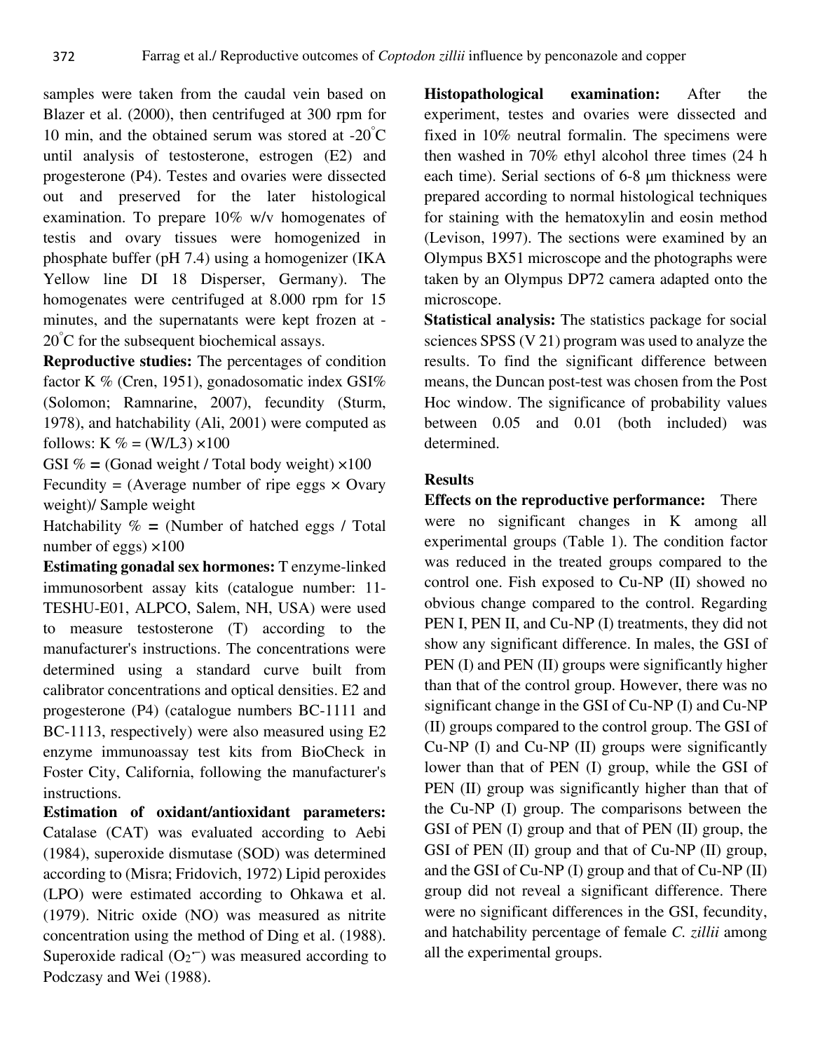samples were taken from the caudal vein based on Blazer et al. (2000), then centrifuged at 300 rpm for 10 min, and the obtained serum was stored at -20°C until analysis of testosterone, estrogen (E2) and progesterone (P4). Testes and ovaries were dissected out and preserved for the later histological examination. To prepare 10% w/v homogenates of testis and ovary tissues were homogenized in phosphate buffer (pH 7.4) using a homogenizer (IKA Yellow line DI 18 Disperser, Germany). The homogenates were centrifuged at 8.000 rpm for 15 minutes, and the supernatants were kept frozen at -20°C for the subsequent biochemical assays.

**Reproductive studies:** The percentages of condition factor K % (Cren, 1951), gonadosomatic index GSI% (Solomon; Ramnarine, 2007), fecundity (Sturm, 1978), and hatchability (Ali, 2001) were computed as follows: K % = (W/L3) ×100

GSI % = (Gonad weight / Total body weight) ×100

Fecundity = (Average number of ripe eggs × Ovary weight)/ Sample weight

Hatchability % = (Number of hatched eggs / Total number of eggs) ×100

**Estimating gonadal sex hormones:** T enzyme-linked immunosorbent assay kits (catalogue number: 11-TESHU-E01, ALPCO, Salem, NH, USA) were used to measure testosterone (T) according to the manufacturer's instructions. The concentrations were determined using a standard curve built from calibrator concentrations and optical densities. E2 and progesterone (P4) (catalogue numbers BC-1111 and BC-1113, respectively) were also measured using E2 enzyme immunoassay test kits from BioCheck in Foster City, California, following the manufacturer's instructions.

**Estimation of oxidant/antioxidant parameters:** Catalase (CAT) was evaluated according to Aebi (1984), superoxide dismutase (SOD) was determined according to (Misra; Fridovich, 1972) Lipid peroxides (LPO) were estimated according to Ohkawa et al. (1979). Nitric oxide (NO) was measured as nitrite concentration using the method of Ding et al. (1988). Superoxide radical ($O_2^{\bullet-}$) was measured according to Podczasy and Wei (1988).

**Histopathological examination:** After the experiment, testes and ovaries were dissected and fixed in 10% neutral formalin. The specimens were then washed in 70% ethyl alcohol three times (24 h each time). Serial sections of 6-8 µm thickness were prepared according to normal histological techniques for staining with the hematoxylin and eosin method (Levison, 1997). The sections were examined by an Olympus BX51 microscope and the photographs were taken by an Olympus DP72 camera adapted onto the microscope.

**Statistical analysis:** The statistics package for social sciences SPSS (V 21) program was used to analyze the results. To find the significant difference between means, the Duncan post-test was chosen from the Post Hoc window. The significance of probability values between 0.05 and 0.01 (both included) was determined.

## Results

**Effects on the reproductive performance:** There were no significant changes in K among all experimental groups (Table 1). The condition factor was reduced in the treated groups compared to the control one. Fish exposed to Cu-NP (II) showed no obvious change compared to the control. Regarding PEN I, PEN II, and Cu-NP (I) treatments, they did not show any significant difference. In males, the GSI of PEN (I) and PEN (II) groups were significantly higher than that of the control group. However, there was no significant change in the GSI of Cu-NP (I) and Cu-NP (II) groups compared to the control group. The GSI of Cu-NP (I) and Cu-NP (II) groups were significantly lower than that of PEN (I) group, while the GSI of PEN (II) group was significantly higher than that of the Cu-NP (I) group. The comparisons between the GSI of PEN (I) group and that of PEN (II) group, the GSI of PEN (II) group and that of Cu-NP (II) group, and the GSI of Cu-NP (I) group and that of Cu-NP (II) group did not reveal a significant difference. There were no significant differences in the GSI, fecundity, and hatchability percentage of female *C. zillii* among all the experimental groups.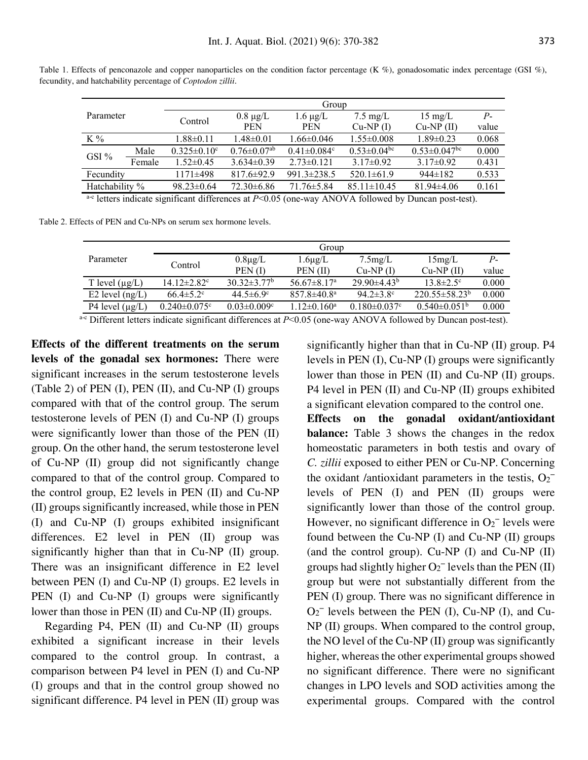Table 1. Effects of penconazole and copper nanoparticles on the condition factor percentage (K %), gonadosomatic index percentage (GSI %), fecundity, and hatchability percentage of *Coptodon zillii*.

| Parameter | | Group | | | | | |
|---|---|---|---|---|---|---|---|
| | | Control | 0.8 μg/L PEN | 1.6 μg/L PEN | 7.5 mg/L Cu-NP (I) | 15 mg/L Cu-NP (II) | *P*-value |
| K % | | 1.88±0.11 | 1.48±0.01 | 1.66±0.046 | 1.55±0.008 | 1.89±0.23 | 0.068 |
| GSI % | Male | 0.325±0.10[c] | 0.76±0.07[ab] | 0.41±0.084[c] | 0.53±0.04[bc] | 0.53±0.047[bc] | 0.000 |
| | Female | 1.52±0.45 | 3.634±0.39 | 2.73±0.121 | 3.17±0.92 | 3.17±0.92 | 0.431 |
| Fecundity | | 1171±498 | 817.6±92.9 | 991.3±238.5 | 520.1±61.9 | 944±182 | 0.533 |
| Hatchability % | | 98.23±0.64 | 72.30±6.86 | 71.76±5.84 | 85.11±10.45 | 81.94±4.06 | 0.161 |

[a-c] letters indicate significant differences at $P<0.05$ (one-way ANOVA followed by Duncan post-test).

Table 2. Effects of PEN and Cu-NPs on serum sex hormone levels.

| Parameter | Group | | | | | |
|---|---|---|---|---|---|---|
| | Control | 0.8μg/L PEN (I) | 1.6μg/L PEN (II) | 7.5mg/L Cu-NP (I) | 15mg/L Cu-NP (II) | *P*-value |
| T level (μg/L) | 14.12±2.82[c] | 30.32±3.77[b] | 56.67±8.17[a] | 29.90±4.43[b] | 13.8±2.5[c] | 0.000 |
| E2 level (ng/L) | 66.4±5.2[c] | 44.5±6.9[c] | 857.8±40.8[a] | 94.2±3.8[c] | 220.55±58.23[b] | 0.000 |
| P4 level (μg/L) | 0.240±0.075[c] | 0.03±0.009[c] | 1.12±0.160[a] | 0.180±0.037[c] | 0.540±0.051[b] | 0.000 |

[a-c] Different letters indicate significant differences at $P<0.05$ (one-way ANOVA followed by Duncan post-test).

**Effects of the different treatments on the serum levels of the gonadal sex hormones:** There were significant increases in the serum testosterone levels (Table 2) of PEN (I), PEN (II), and Cu-NP (I) groups compared with that of the control group. The serum testosterone levels of PEN (I) and Cu-NP (I) groups were significantly lower than those of the PEN (II) group. On the other hand, the serum testosterone level of Cu-NP (II) group did not significantly change compared to that of the control group. Compared to the control group, E2 levels in PEN (II) and Cu-NP (II) groups significantly increased, while those in PEN (I) and Cu-NP (I) groups exhibited insignificant differences. E2 level in PEN (II) group was significantly higher than that in Cu-NP (II) group. There was an insignificant difference in E2 level between PEN (I) and Cu-NP (I) groups. E2 levels in PEN (I) and Cu-NP (I) groups were significantly lower than those in PEN (II) and Cu-NP (II) groups.

Regarding P4, PEN (II) and Cu-NP (II) groups exhibited a significant increase in their levels compared to the control group. In contrast, a comparison between P4 level in PEN (I) and Cu-NP (I) groups and that in the control group showed no significant difference. P4 level in PEN (II) group was significantly higher than that in Cu-NP (II) group. P4 levels in PEN (I), Cu-NP (I) groups were significantly lower than those in PEN (II) and Cu-NP (II) groups. P4 level in PEN (II) and Cu-NP (II) groups exhibited a significant elevation compared to the control one.

**Effects on the gonadal oxidant/antioxidant balance:** Table 3 shows the changes in the redox homeostatic parameters in both testis and ovary of *C. zillii* exposed to either PEN or Cu-NP. Concerning the oxidant /antioxidant parameters in the testis, $O_2^-$ levels of PEN (I) and PEN (II) groups were significantly lower than those of the control group. However, no significant difference in $O_2^-$ levels were found between the Cu-NP (I) and Cu-NP (II) groups (and the control group). Cu-NP (I) and Cu-NP (II) groups had slightly higher $O_2^-$ levels than the PEN (II) group but were not substantially different from the PEN (I) group. There was no significant difference in $O_2^-$ levels between the PEN (I), Cu-NP (I), and Cu-NP (II) groups. When compared to the control group, the NO level of the Cu-NP (II) group was significantly higher, whereas the other experimental groups showed no significant difference. There were no significant changes in LPO levels and SOD activities among the experimental groups. Compared with the control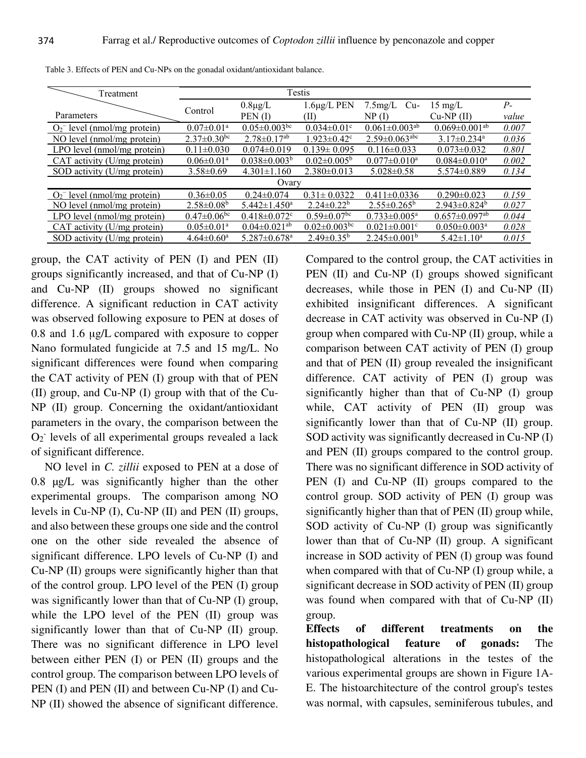Table 3. Effects of PEN and Cu-NPs on the gonadal oxidant/antioxidant balance.

| Parameters \ Treatment | Control | 0.8μg/L PEN (I) | 1.6μg/L PEN (II) | 7.5mg/L Cu-NP (I) | 15 mg/L Cu-NP (II) | *P-value* |
|---|---|---|---|---|---|---|
| **Testis** | | | | | | |
| $O_2^-$ level (nmol/mg protein) | $0.07±0.01^{a}$ | $0.05±0.003^{bc}$ | $0.034±0.01^{c}$ | $0.061±0.003^{ab}$ | $0.069±0.001^{ab}$ | *0.007* |
| NO level (nmol/mg protein) | $2.37±0.30^{bc}$ | $2.78±0.17^{ab}$ | $1.923±0.42^{c}$ | $2.59±0.063^{abc}$ | $3.17±0.234^{a}$ | *0.036* |
| LPO level (nmol/mg protein) | 0.11±0.030 | 0.074±0.019 | 0.139± 0.095 | 0.116±0.033 | 0.073±0.032 | *0.801* |
| CAT activity (U/mg protein) | $0.06±0.01^{a}$ | $0.038±0.003^{b}$ | $0.02±0.005^{b}$ | $0.077±0.010^{a}$ | $0.084±0.010^{a}$ | *0.002* |
| SOD activity (U/mg protein) | 3.58±0.69 | 4.301±1.160 | 2.380±0.013 | 5.028±0.58 | 5.574±0.889 | *0.134* |
| **Ovary** | | | | | | |
| $O_2^-$ level (nmol/mg protein) | 0.36±0.05 | 0.24±0.074 | 0.31± 0.0322 | 0.411±0.0336 | 0.290±0.023 | *0.159* |
| NO level (nmol/mg protein) | $2.58±0.08^{b}$ | $5.442±1.450^{a}$ | $2.24±0.22^{b}$ | $2.55±0.265^{b}$ | $2.943±0.824^{b}$ | *0.027* |
| LPO level (nmol/mg protein) | $0.47±0.06^{bc}$ | $0.418±0.072^{c}$ | $0.59±0.07^{bc}$ | $0.733±0.005^{a}$ | $0.657±0.097^{ab}$ | *0.044* |
| CAT activity (U/mg protein) | $0.05±0.01^{a}$ | $0.04±0.021^{ab}$ | $0.02±0.003^{bc}$ | $0.021±0.001^{c}$ | $0.050±0.003^{a}$ | *0.028* |
| SOD activity (U/mg protein) | $4.64±0.60^{a}$ | $5.287±0.678^{a}$ | $2.49±0.35^{b}$ | $2.245±0.001^{b}$ | $5.42±1.10^{a}$ | *0.015* |

group, the CAT activity of PEN (I) and PEN (II) groups significantly increased, and that of Cu-NP (I) and Cu-NP (II) groups showed no significant difference. A significant reduction in CAT activity was observed following exposure to PEN at doses of 0.8 and 1.6 μg/L compared with exposure to copper Nano formulated fungicide at 7.5 and 15 mg/L. No significant differences were found when comparing the CAT activity of PEN (I) group with that of PEN (II) group, and Cu-NP (I) group with that of the Cu-NP (II) group. Concerning the oxidant/antioxidant parameters in the ovary, the comparison between the $O_2^-$ levels of all experimental groups revealed a lack of significant difference.

NO level in *C. zillii* exposed to PEN at a dose of 0.8 μg/L was significantly higher than the other experimental groups. The comparison among NO levels in Cu-NP (I), Cu-NP (II) and PEN (II) groups, and also between these groups one side and the control one on the other side revealed the absence of significant difference. LPO levels of Cu-NP (I) and Cu-NP (II) groups were significantly higher than that of the control group. LPO level of the PEN (I) group was significantly lower than that of Cu-NP (I) group, while the LPO level of the PEN (II) group was significantly lower than that of Cu-NP (II) group. There was no significant difference in LPO level between either PEN (I) or PEN (II) groups and the control group. The comparison between LPO levels of PEN (I) and PEN (II) and between Cu-NP (I) and Cu-NP (II) showed the absence of significant difference. Compared to the control group, the CAT activities in PEN (II) and Cu-NP (I) groups showed significant decreases, while those in PEN (I) and Cu-NP (II) exhibited insignificant differences. A significant decrease in CAT activity was observed in Cu-NP (I) group when compared with Cu-NP (II) group, while a comparison between CAT activity of PEN (I) group and that of PEN (II) group revealed the insignificant difference. CAT activity of PEN (I) group was significantly higher than that of Cu-NP (I) group while, CAT activity of PEN (II) group was significantly lower than that of Cu-NP (II) group. SOD activity was significantly decreased in Cu-NP (I) and PEN (II) groups compared to the control group. There was no significant difference in SOD activity of PEN (I) and Cu-NP (II) groups compared to the control group. SOD activity of PEN (I) group was significantly higher than that of PEN (II) group while, SOD activity of Cu-NP (I) group was significantly lower than that of Cu-NP (II) group. A significant increase in SOD activity of PEN (I) group was found when compared with that of Cu-NP (I) group while, a significant decrease in SOD activity of PEN (II) group was found when compared with that of Cu-NP (II) group.

**Effects of different treatments on the histopathological feature of gonads:** The histopathological alterations in the testes of the various experimental groups are shown in Figure 1A-E. The histoarchitecture of the control group's testes was normal, with capsules, seminiferous tubules, and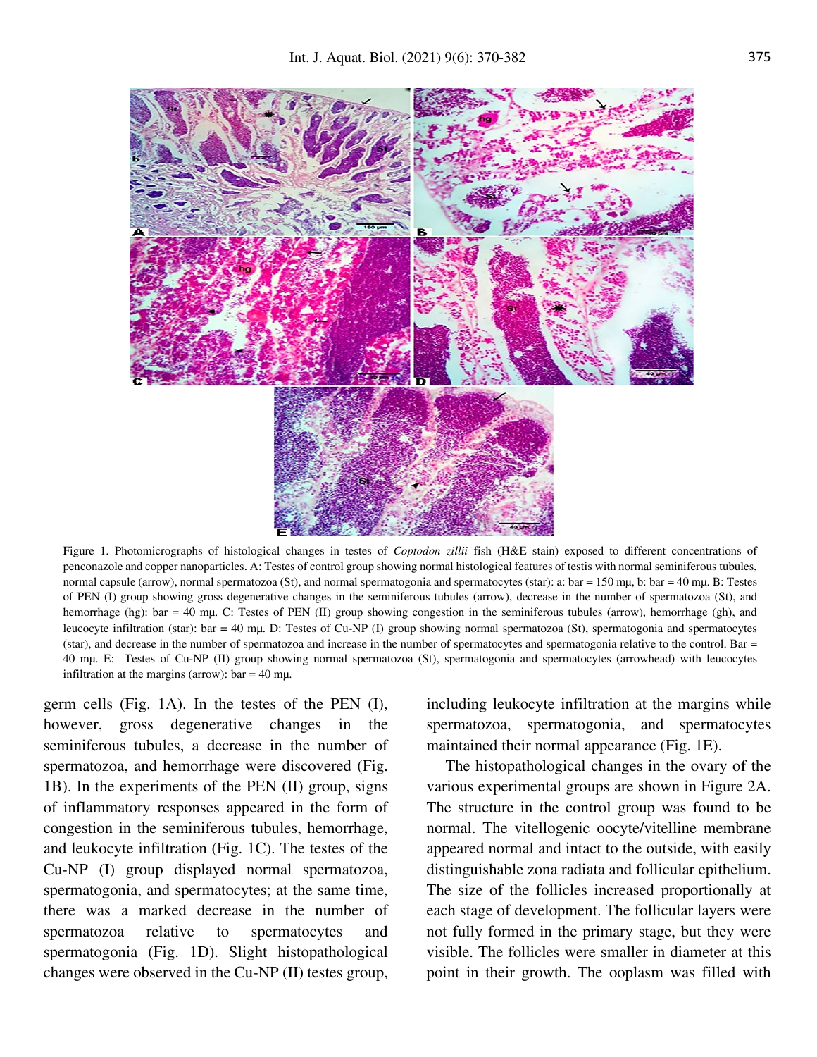Figure 1. Photomicrographs of histological changes in testes of *Coptodon zillii* fish (H&E stain) exposed to different concentrations of penconazole and copper nanoparticles. A: Testes of control group showing normal histological features of testis with normal seminiferous tubules, normal capsule (arrow), normal spermatozoa (St), and normal spermatogonia and spermatocytes (star): a: bar = 150 mμ, b: bar = 40 mμ. B: Testes of PEN (I) group showing gross degenerative changes in the seminiferous tubules (arrow), decrease in the number of spermatozoa (St), and hemorrhage (hg): bar = 40 mμ. C: Testes of PEN (II) group showing congestion in the seminiferous tubules (arrow), hemorrhage (gh), and leucocyte infiltration (star): bar = 40 mμ. D: Testes of Cu-NP (I) group showing normal spermatozoa (St), spermatogonia and spermatocytes (star), and decrease in the number of spermatozoa and increase in the number of spermatocytes and spermatogonia relative to the control. Bar = 40 mμ. E: Testes of Cu-NP (II) group showing normal spermatozoa (St), spermatogonia and spermatocytes (arrowhead) with leucocytes infiltration at the margins (arrow): bar = 40 mμ.

germ cells (Fig. 1A). In the testes of the PEN (I), however, gross degenerative changes in the seminiferous tubules, a decrease in the number of spermatozoa, and hemorrhage were discovered (Fig. 1B). In the experiments of the PEN (II) group, signs of inflammatory responses appeared in the form of congestion in the seminiferous tubules, hemorrhage, and leukocyte infiltration (Fig. 1C). The testes of the Cu-NP (I) group displayed normal spermatozoa, spermatogonia, and spermatocytes; at the same time, there was a marked decrease in the number of spermatozoa relative to spermatocytes and spermatogonia (Fig. 1D). Slight histopathological changes were observed in the Cu-NP (II) testes group, including leukocyte infiltration at the margins while spermatozoa, spermatogonia, and spermatocytes maintained their normal appearance (Fig. 1E).

The histopathological changes in the ovary of the various experimental groups are shown in Figure 2A. The structure in the control group was found to be normal. The vitellogenic oocyte/vitelline membrane appeared normal and intact to the outside, with easily distinguishable zona radiata and follicular epithelium. The size of the follicles increased proportionally at each stage of development. The follicular layers were not fully formed in the primary stage, but they were visible. The follicles were smaller in diameter at this point in their growth. The ooplasm was filled with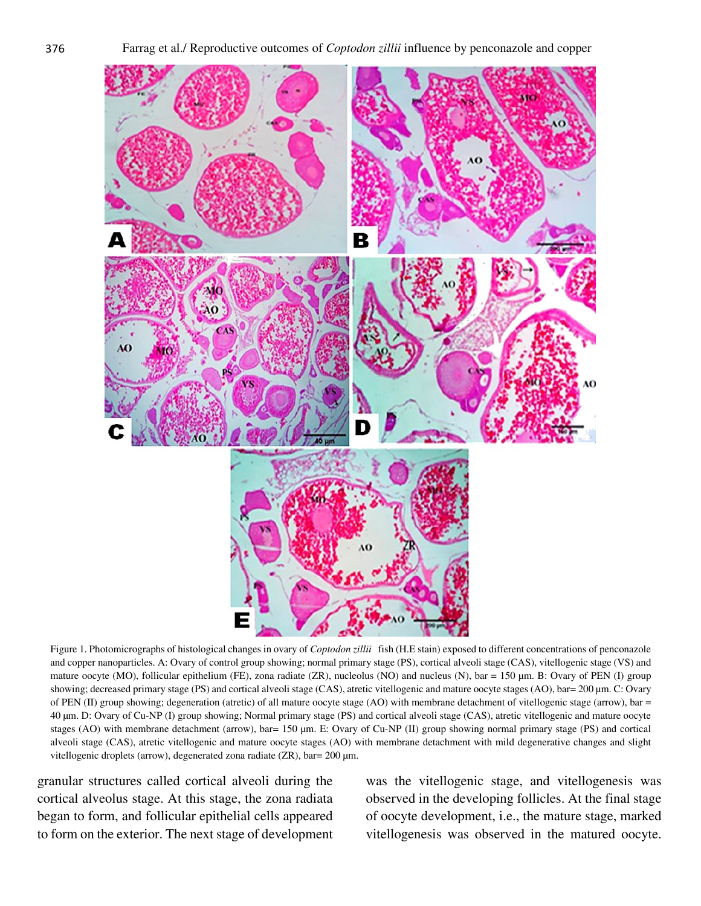Figure 1. Photomicrographs of histological changes in ovary of *Coptodon zillii* fish (H.E stain) exposed to different concentrations of penconazole and copper nanoparticles. A: Ovary of control group showing; normal primary stage (PS), cortical alveoli stage (CAS), vitellogenic stage (VS) and mature oocyte (MO), follicular epithelium (FE), zona radiate (ZR), nucleolus (NO) and nucleus (N), bar = 150 µm. B: Ovary of PEN (I) group showing; decreased primary stage (PS) and cortical alveoli stage (CAS), atretic vitellogenic and mature oocyte stages (AO), bar= 200 µm. C: Ovary of PEN (II) group showing; degeneration (atretic) of all mature oocyte stage (AO) with membrane detachment of vitellogenic stage (arrow), bar = 40 µm. D: Ovary of Cu-NP (I) group showing; Normal primary stage (PS) and cortical alveoli stage (CAS), atretic vitellogenic and mature oocyte stages (AO) with membrane detachment (arrow), bar= 150 µm. E: Ovary of Cu-NP (II) group showing normal primary stage (PS) and cortical alveoli stage (CAS), atretic vitellogenic and mature oocyte stages (AO) with membrane detachment with mild degenerative changes and slight vitellogenic droplets (arrow), degenerated zona radiate (ZR), bar= 200 µm.

granular structures called cortical alveoli during the cortical alveolus stage. At this stage, the zona radiata began to form, and follicular epithelial cells appeared to form on the exterior. The next stage of development was the vitellogenic stage, and vitellogenesis was observed in the developing follicles. At the final stage of oocyte development, i.e., the mature stage, marked vitellogenesis was observed in the matured oocyte.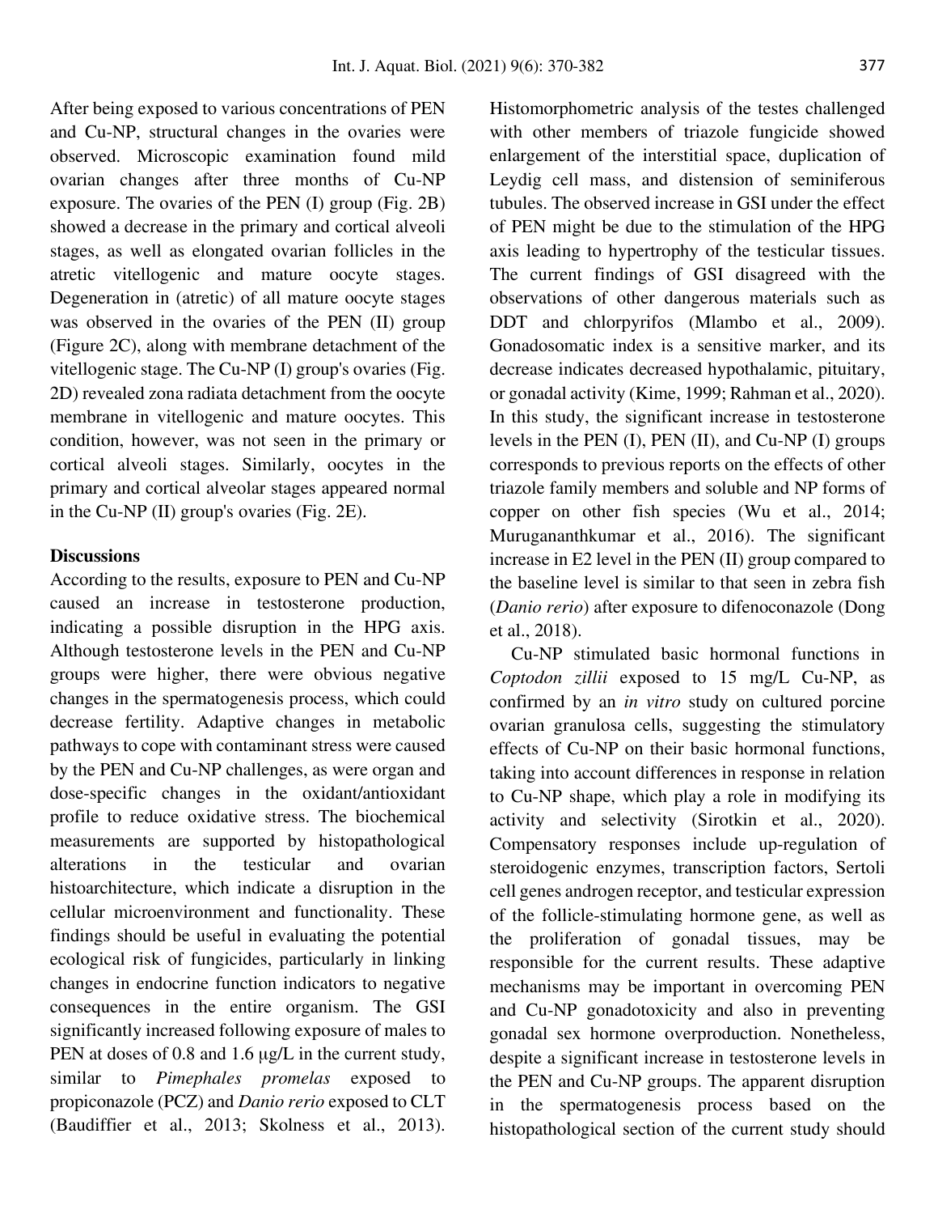After being exposed to various concentrations of PEN and Cu-NP, structural changes in the ovaries were observed. Microscopic examination found mild ovarian changes after three months of Cu-NP exposure. The ovaries of the PEN (I) group (Fig. 2B) showed a decrease in the primary and cortical alveoli stages, as well as elongated ovarian follicles in the atretic vitellogenic and mature oocyte stages. Degeneration in (atretic) of all mature oocyte stages was observed in the ovaries of the PEN (II) group (Figure 2C), along with membrane detachment of the vitellogenic stage. The Cu-NP (I) group's ovaries (Fig. 2D) revealed zona radiata detachment from the oocyte membrane in vitellogenic and mature oocytes. This condition, however, was not seen in the primary or cortical alveoli stages. Similarly, oocytes in the primary and cortical alveolar stages appeared normal in the Cu-NP (II) group's ovaries (Fig. 2E).

## Discussions

According to the results, exposure to PEN and Cu-NP caused an increase in testosterone production, indicating a possible disruption in the HPG axis. Although testosterone levels in the PEN and Cu-NP groups were higher, there were obvious negative changes in the spermatogenesis process, which could decrease fertility. Adaptive changes in metabolic pathways to cope with contaminant stress were caused by the PEN and Cu-NP challenges, as were organ and dose-specific changes in the oxidant/antioxidant profile to reduce oxidative stress. The biochemical measurements are supported by histopathological alterations in the testicular and ovarian histoarchitecture, which indicate a disruption in the cellular microenvironment and functionality. These findings should be useful in evaluating the potential ecological risk of fungicides, particularly in linking changes in endocrine function indicators to negative consequences in the entire organism. The GSI significantly increased following exposure of males to PEN at doses of 0.8 and 1.6 μg/L in the current study, similar to *Pimephales promelas* exposed to propiconazole (PCZ) and *Danio rerio* exposed to CLT (Baudiffier et al., 2013; Skolness et al., 2013). Histomorphometric analysis of the testes challenged with other members of triazole fungicide showed enlargement of the interstitial space, duplication of Leydig cell mass, and distension of seminiferous tubules. The observed increase in GSI under the effect of PEN might be due to the stimulation of the HPG axis leading to hypertrophy of the testicular tissues. The current findings of GSI disagreed with the observations of other dangerous materials such as DDT and chlorpyrifos (Mlambo et al., 2009). Gonadosomatic index is a sensitive marker, and its decrease indicates decreased hypothalamic, pituitary, or gonadal activity (Kime, 1999; Rahman et al., 2020). In this study, the significant increase in testosterone levels in the PEN (I), PEN (II), and Cu-NP (I) groups corresponds to previous reports on the effects of other triazole family members and soluble and NP forms of copper on other fish species (Wu et al., 2014; Murugananthkumar et al., 2016). The significant increase in E2 level in the PEN (II) group compared to the baseline level is similar to that seen in zebra fish (*Danio rerio*) after exposure to difenoconazole (Dong et al., 2018).

Cu-NP stimulated basic hormonal functions in *Coptodon zillii* exposed to 15 mg/L Cu-NP, as confirmed by an *in vitro* study on cultured porcine ovarian granulosa cells, suggesting the stimulatory effects of Cu-NP on their basic hormonal functions, taking into account differences in response in relation to Cu-NP shape, which play a role in modifying its activity and selectivity (Sirotkin et al., 2020). Compensatory responses include up-regulation of steroidogenic enzymes, transcription factors, Sertoli cell genes androgen receptor, and testicular expression of the follicle-stimulating hormone gene, as well as the proliferation of gonadal tissues, may be responsible for the current results. These adaptive mechanisms may be important in overcoming PEN and Cu-NP gonadotoxicity and also in preventing gonadal sex hormone overproduction. Nonetheless, despite a significant increase in testosterone levels in the PEN and Cu-NP groups. The apparent disruption in the spermatogenesis process based on the histopathological section of the current study should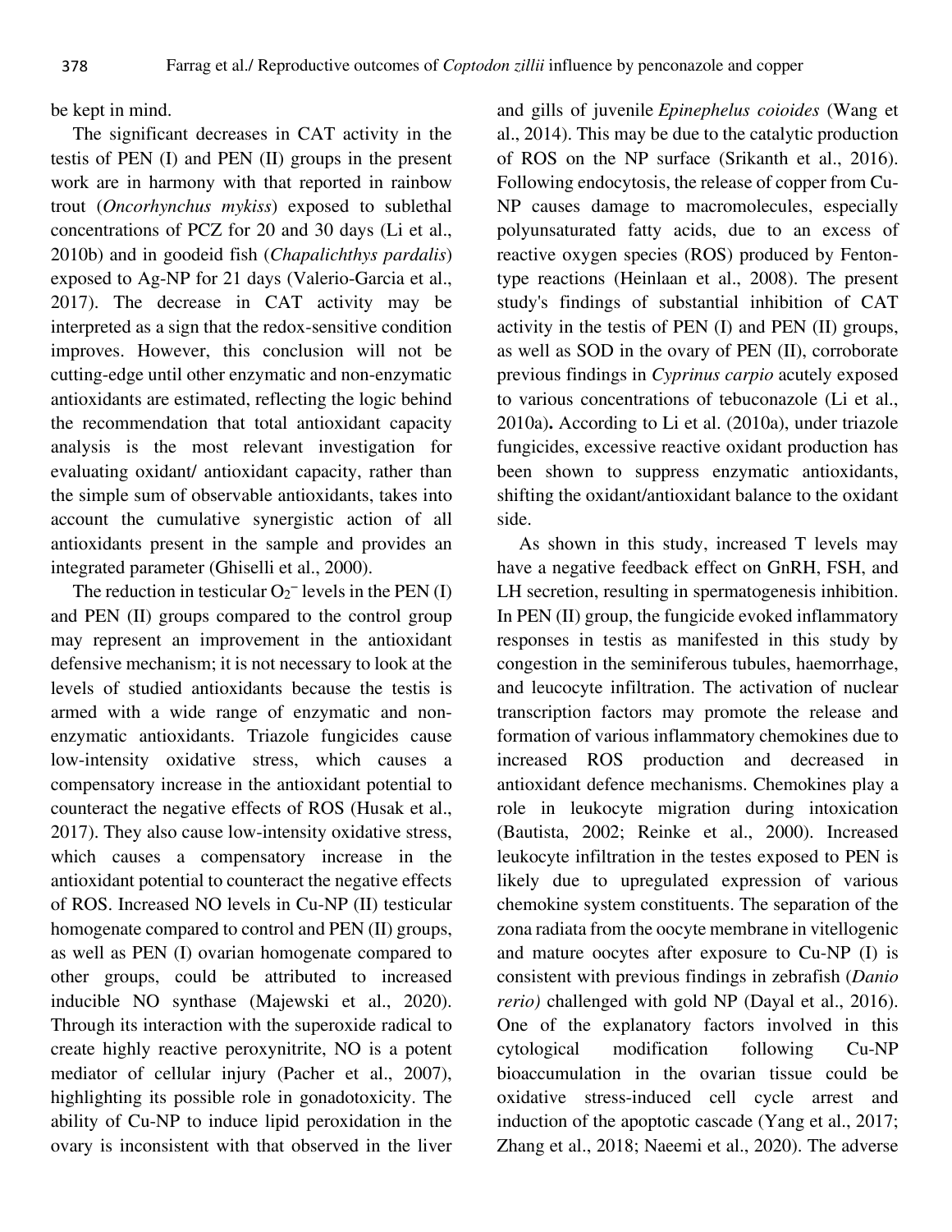be kept in mind.

The significant decreases in CAT activity in the testis of PEN (I) and PEN (II) groups in the present work are in harmony with that reported in rainbow trout (*Oncorhynchus mykiss*) exposed to sublethal concentrations of PCZ for 20 and 30 days (Li et al., 2010b) and in goodeid fish (*Chapalichthys pardalis*) exposed to Ag-NP for 21 days (Valerio-Garcia et al., 2017). The decrease in CAT activity may be interpreted as a sign that the redox-sensitive condition improves. However, this conclusion will not be cutting-edge until other enzymatic and non-enzymatic antioxidants are estimated, reflecting the logic behind the recommendation that total antioxidant capacity analysis is the most relevant investigation for evaluating oxidant/ antioxidant capacity, rather than the simple sum of observable antioxidants, takes into account the cumulative synergistic action of all antioxidants present in the sample and provides an integrated parameter (Ghiselli et al., 2000).

The reduction in testicular $O_2^-$ levels in the PEN (I) and PEN (II) groups compared to the control group may represent an improvement in the antioxidant defensive mechanism; it is not necessary to look at the levels of studied antioxidants because the testis is armed with a wide range of enzymatic and non-enzymatic antioxidants. Triazole fungicides cause low-intensity oxidative stress, which causes a compensatory increase in the antioxidant potential to counteract the negative effects of ROS (Husak et al., 2017). They also cause low-intensity oxidative stress, which causes a compensatory increase in the antioxidant potential to counteract the negative effects of ROS. Increased NO levels in Cu-NP (II) testicular homogenate compared to control and PEN (II) groups, as well as PEN (I) ovarian homogenate compared to other groups, could be attributed to increased inducible NO synthase (Majewski et al., 2020). Through its interaction with the superoxide radical to create highly reactive peroxynitrite, NO is a potent mediator of cellular injury (Pacher et al., 2007), highlighting its possible role in gonadotoxicity. The ability of Cu-NP to induce lipid peroxidation in the ovary is inconsistent with that observed in the liver and gills of juvenile *Epinephelus coioides* (Wang et al., 2014). This may be due to the catalytic production of ROS on the NP surface (Srikanth et al., 2016). Following endocytosis, the release of copper from Cu-NP causes damage to macromolecules, especially polyunsaturated fatty acids, due to an excess of reactive oxygen species (ROS) produced by Fenton-type reactions (Heinlaan et al., 2008). The present study's findings of substantial inhibition of CAT activity in the testis of PEN (I) and PEN (II) groups, as well as SOD in the ovary of PEN (II), corroborate previous findings in *Cyprinus carpio* acutely exposed to various concentrations of tebuconazole (Li et al., 2010a). According to Li et al. (2010a), under triazole fungicides, excessive reactive oxidant production has been shown to suppress enzymatic antioxidants, shifting the oxidant/antioxidant balance to the oxidant side.

As shown in this study, increased T levels may have a negative feedback effect on GnRH, FSH, and LH secretion, resulting in spermatogenesis inhibition. In PEN (II) group, the fungicide evoked inflammatory responses in testis as manifested in this study by congestion in the seminiferous tubules, haemorrhage, and leucocyte infiltration. The activation of nuclear transcription factors may promote the release and formation of various inflammatory chemokines due to increased ROS production and decreased in antioxidant defence mechanisms. Chemokines play a role in leukocyte migration during intoxication (Bautista, 2002; Reinke et al., 2000). Increased leukocyte infiltration in the testes exposed to PEN is likely due to upregulated expression of various chemokine system constituents. The separation of the zona radiata from the oocyte membrane in vitellogenic and mature oocytes after exposure to Cu-NP (I) is consistent with previous findings in zebrafish (*Danio rerio)* challenged with gold NP (Dayal et al., 2016). One of the explanatory factors involved in this cytological modification following Cu-NP bioaccumulation in the ovarian tissue could be oxidative stress-induced cell cycle arrest and induction of the apoptotic cascade (Yang et al., 2017; Zhang et al., 2018; Naeemi et al., 2020). The adverse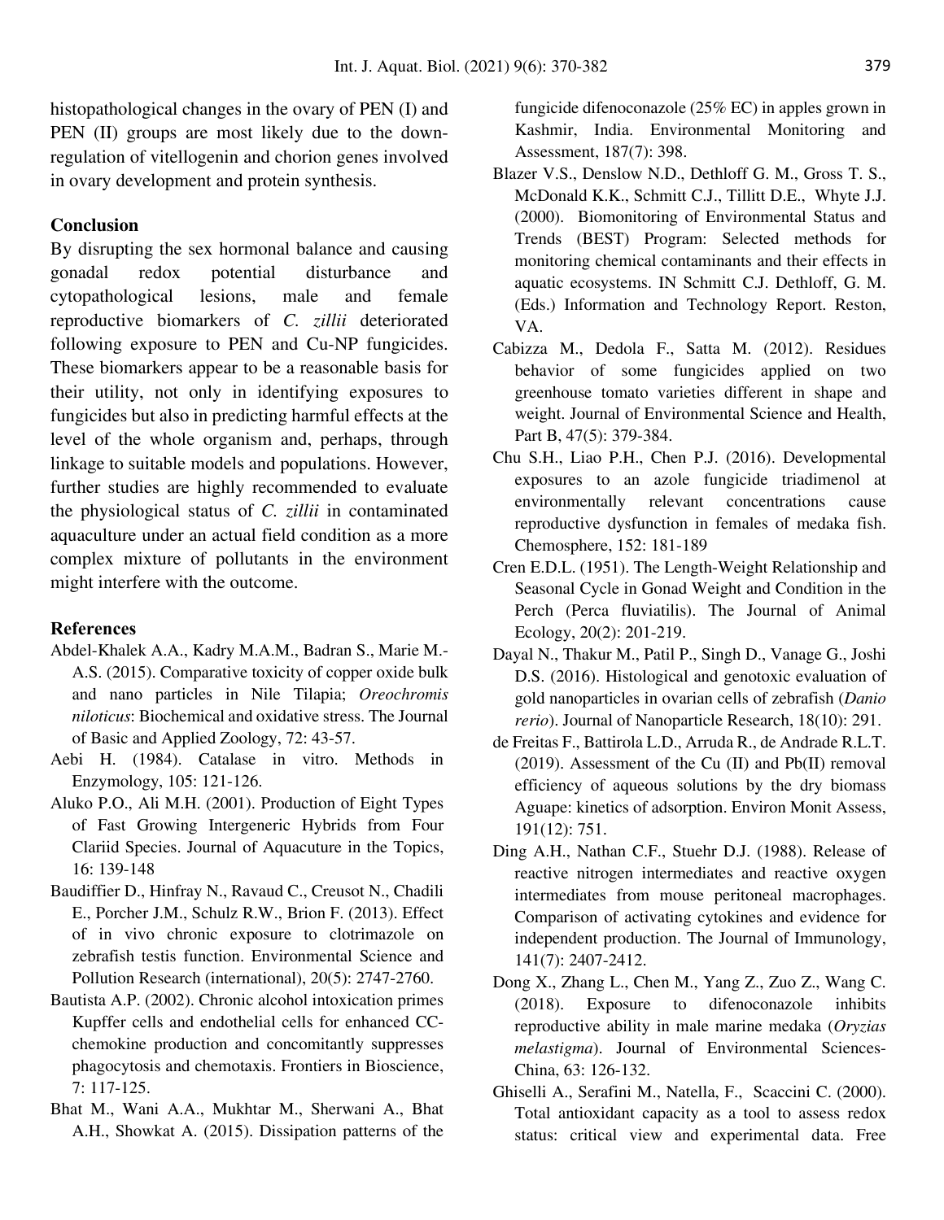histopathological changes in the ovary of PEN (I) and PEN (II) groups are most likely due to the down-regulation of vitellogenin and chorion genes involved in ovary development and protein synthesis.

## Conclusion

By disrupting the sex hormonal balance and causing gonadal redox potential disturbance and cytopathological lesions, male and female reproductive biomarkers of *C. zillii* deteriorated following exposure to PEN and Cu-NP fungicides. These biomarkers appear to be a reasonable basis for their utility, not only in identifying exposures to fungicides but also in predicting harmful effects at the level of the whole organism and, perhaps, through linkage to suitable models and populations. However, further studies are highly recommended to evaluate the physiological status of *C. zillii* in contaminated aquaculture under an actual field condition as a more complex mixture of pollutants in the environment might interfere with the outcome.

## References

Abdel-Khalek A.A., Kadry M.A.M., Badran S., Marie M.-A.S. (2015). Comparative toxicity of copper oxide bulk and nano particles in Nile Tilapia; *Oreochromis niloticus*: Biochemical and oxidative stress. The Journal of Basic and Applied Zoology, 72: 43-57.

Aebi H. (1984). Catalase in vitro. Methods in Enzymology, 105: 121-126.

Aluko P.O., Ali M.H. (2001). Production of Eight Types of Fast Growing Intergeneric Hybrids from Four Clariid Species. Journal of Aquacuture in the Topics, 16: 139-148

Baudiffier D., Hinfray N., Ravaud C., Creusot N., Chadili E., Porcher J.M., Schulz R.W., Brion F. (2013). Effect of in vivo chronic exposure to clotrimazole on zebrafish testis function. Environmental Science and Pollution Research (international), 20(5): 2747-2760.

Bautista A.P. (2002). Chronic alcohol intoxication primes Kupffer cells and endothelial cells for enhanced CC-chemokine production and concomitantly suppresses phagocytosis and chemotaxis. Frontiers in Bioscience, 7: 117-125.

Bhat M., Wani A.A., Mukhtar M., Sherwani A., Bhat A.H., Showkat A. (2015). Dissipation patterns of the fungicide difenoconazole (25% EC) in apples grown in Kashmir, India. Environmental Monitoring and Assessment, 187(7): 398.

Blazer V.S., Denslow N.D., Dethloff G. M., Gross T. S., McDonald K.K., Schmitt C.J., Tillitt D.E., Whyte J.J. (2000). Biomonitoring of Environmental Status and Trends (BEST) Program: Selected methods for monitoring chemical contaminants and their effects in aquatic ecosystems. IN Schmitt C.J. Dethloff, G. M. (Eds.) Information and Technology Report. Reston, VA.

Cabizza M., Dedola F., Satta M. (2012). Residues behavior of some fungicides applied on two greenhouse tomato varieties different in shape and weight. Journal of Environmental Science and Health, Part B, 47(5): 379-384.

Chu S.H., Liao P.H., Chen P.J. (2016). Developmental exposures to an azole fungicide triadimenol at environmentally relevant concentrations cause reproductive dysfunction in females of medaka fish. Chemosphere, 152: 181-189

Cren E.D.L. (1951). The Length-Weight Relationship and Seasonal Cycle in Gonad Weight and Condition in the Perch (Perca fluviatilis). The Journal of Animal Ecology, 20(2): 201-219.

Dayal N., Thakur M., Patil P., Singh D., Vanage G., Joshi D.S. (2016). Histological and genotoxic evaluation of gold nanoparticles in ovarian cells of zebrafish (*Danio rerio*). Journal of Nanoparticle Research, 18(10): 291.

de Freitas F., Battirola L.D., Arruda R., de Andrade R.L.T. (2019). Assessment of the Cu (II) and Pb(II) removal efficiency of aqueous solutions by the dry biomass Aguape: kinetics of adsorption. Environ Monit Assess, 191(12): 751.

Ding A.H., Nathan C.F., Stuehr D.J. (1988). Release of reactive nitrogen intermediates and reactive oxygen intermediates from mouse peritoneal macrophages. Comparison of activating cytokines and evidence for independent production. The Journal of Immunology, 141(7): 2407-2412.

Dong X., Zhang L., Chen M., Yang Z., Zuo Z., Wang C. (2018). Exposure to difenoconazole inhibits reproductive ability in male marine medaka (*Oryzias melastigma*). Journal of Environmental Sciences-China, 63: 126-132.

Ghiselli A., Serafini M., Natella, F., Scaccini C. (2000). Total antioxidant capacity as a tool to assess redox status: critical view and experimental data. Free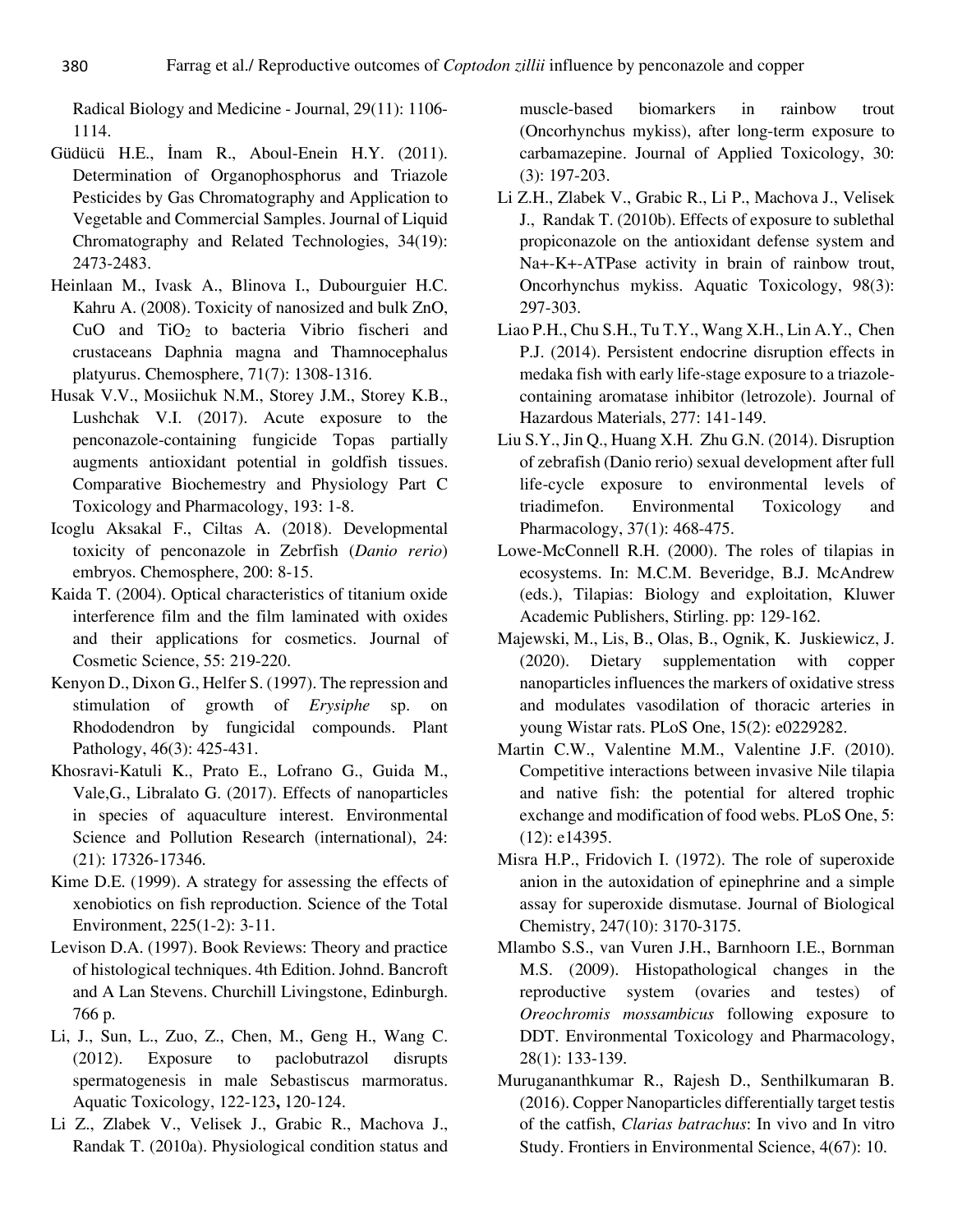Radical Biology and Medicine - Journal, 29(11): 1106-1114.

Güdücü H.E., İnam R., Aboul-Enein H.Y. (2011). Determination of Organophosphorus and Triazole Pesticides by Gas Chromatography and Application to Vegetable and Commercial Samples. Journal of Liquid Chromatography and Related Technologies, 34(19): 2473-2483.

Heinlaan M., Ivask A., Blinova I., Dubourguier H.C. Kahru A. (2008). Toxicity of nanosized and bulk ZnO, CuO and $TiO_2$ to bacteria Vibrio fischeri and crustaceans Daphnia magna and Thamnocephalus platyurus. Chemosphere, 71(7): 1308-1316.

Husak V.V., Mosiichuk N.M., Storey J.M., Storey K.B., Lushchak V.I. (2017). Acute exposure to the penconazole-containing fungicide Topas partially augments antioxidant potential in goldfish tissues. Comparative Biochemestry and Physiology Part C Toxicology and Pharmacology, 193: 1-8.

Icoglu Aksakal F., Ciltas A. (2018). Developmental toxicity of penconazole in Zebrfish (*Danio rerio*) embryos. Chemosphere, 200: 8-15.

Kaida T. (2004). Optical characteristics of titanium oxide interference film and the film laminated with oxides and their applications for cosmetics. Journal of Cosmetic Science, 55: 219-220.

Kenyon D., Dixon G., Helfer S. (1997). The repression and stimulation of growth of *Erysiphe* sp. on Rhododendron by fungicidal compounds. Plant Pathology, 46(3): 425-431.

Khosravi-Katuli K., Prato E., Lofrano G., Guida M., Vale,G., Libralato G. (2017). Effects of nanoparticles in species of aquaculture interest. Environmental Science and Pollution Research (international), 24: (21): 17326-17346.

Kime D.E. (1999). A strategy for assessing the effects of xenobiotics on fish reproduction. Science of the Total Environment, 225(1-2): 3-11.

Levison D.A. (1997). Book Reviews: Theory and practice of histological techniques. 4th Edition. Johnd. Bancroft and A Lan Stevens. Churchill Livingstone, Edinburgh. 766 p.

Li, J., Sun, L., Zuo, Z., Chen, M., Geng H., Wang C. (2012). Exposure to paclobutrazol disrupts spermatogenesis in male Sebastiscus marmoratus. Aquatic Toxicology, 122-123**,** 120-124.

Li Z., Zlabek V., Velisek J., Grabic R., Machova J., Randak T. (2010a). Physiological condition status and muscle-based biomarkers in rainbow trout (Oncorhynchus mykiss), after long-term exposure to carbamazepine. Journal of Applied Toxicology, 30: (3): 197-203.

Li Z.H., Zlabek V., Grabic R., Li P., Machova J., Velisek J., Randak T. (2010b). Effects of exposure to sublethal propiconazole on the antioxidant defense system and Na+-K+-ATPase activity in brain of rainbow trout, Oncorhynchus mykiss. Aquatic Toxicology, 98(3): 297-303.

Liao P.H., Chu S.H., Tu T.Y., Wang X.H., Lin A.Y., Chen P.J. (2014). Persistent endocrine disruption effects in medaka fish with early life-stage exposure to a triazole-containing aromatase inhibitor (letrozole). Journal of Hazardous Materials, 277: 141-149.

Liu S.Y., Jin Q., Huang X.H. Zhu G.N. (2014). Disruption of zebrafish (Danio rerio) sexual development after full life-cycle exposure to environmental levels of triadimefon. Environmental Toxicology and Pharmacology, 37(1): 468-475.

Lowe-McConnell R.H. (2000). The roles of tilapias in ecosystems. In: M.C.M. Beveridge, B.J. McAndrew (eds.), Tilapias: Biology and exploitation, Kluwer Academic Publishers, Stirling. pp: 129-162.

Majewski, M., Lis, B., Olas, B., Ognik, K. Juskiewicz, J. (2020). Dietary supplementation with copper nanoparticles influences the markers of oxidative stress and modulates vasodilation of thoracic arteries in young Wistar rats. PLoS One, 15(2): e0229282.

Martin C.W., Valentine M.M., Valentine J.F. (2010). Competitive interactions between invasive Nile tilapia and native fish: the potential for altered trophic exchange and modification of food webs. PLoS One, 5: (12): e14395.

Misra H.P., Fridovich I. (1972). The role of superoxide anion in the autoxidation of epinephrine and a simple assay for superoxide dismutase. Journal of Biological Chemistry, 247(10): 3170-3175.

Mlambo S.S., van Vuren J.H., Barnhoorn I.E., Bornman M.S. (2009). Histopathological changes in the reproductive system (ovaries and testes) of *Oreochromis mossambicus* following exposure to DDT. Environmental Toxicology and Pharmacology, 28(1): 133-139.

Murugananthkumar R., Rajesh D., Senthilkumaran B. (2016). Copper Nanoparticles differentially target testis of the catfish, *Clarias batrachus*: In vivo and In vitro Study. Frontiers in Environmental Science, 4(67): 10.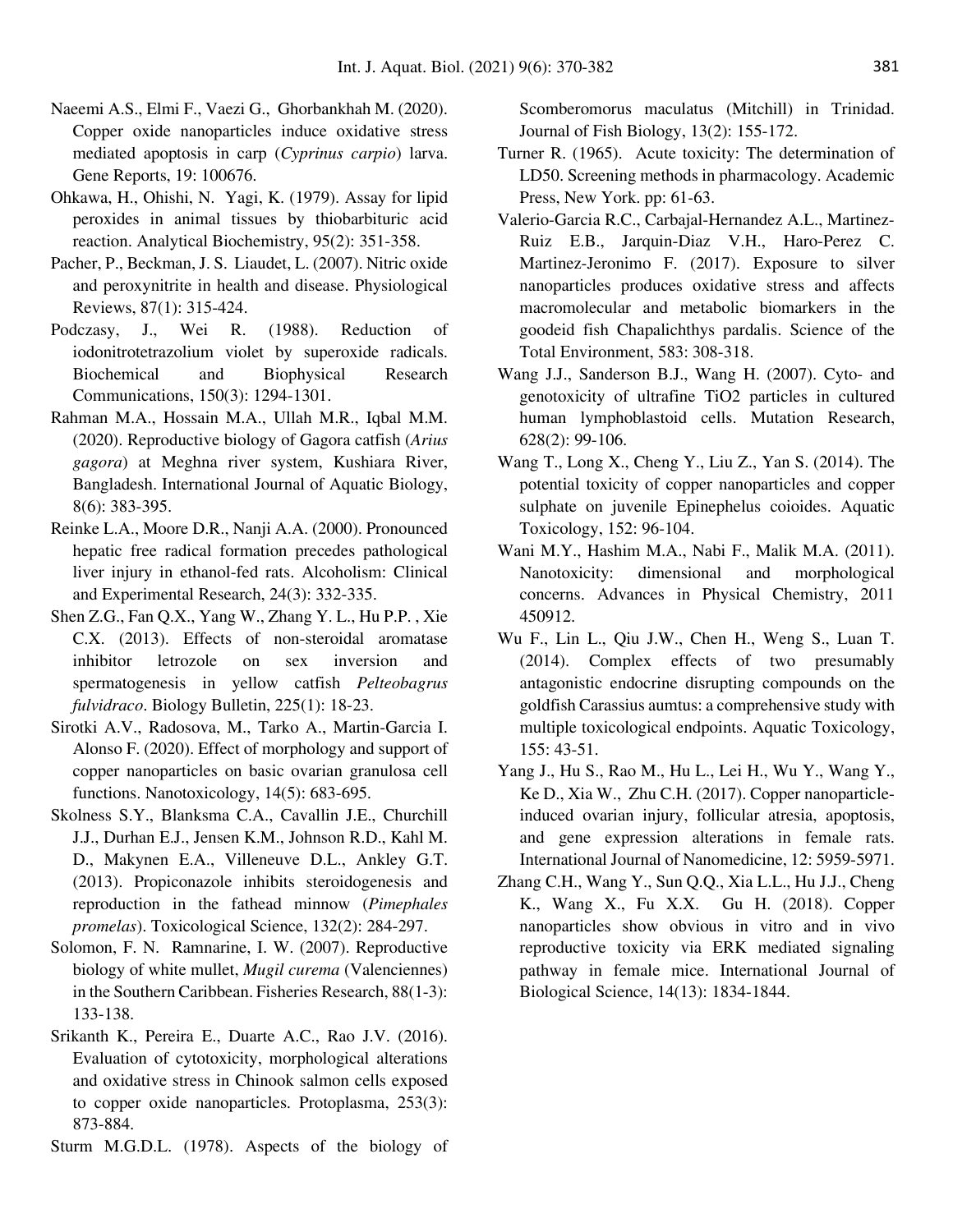Naeemi A.S., Elmi F., Vaezi G., Ghorbankhah M. (2020). Copper oxide nanoparticles induce oxidative stress mediated apoptosis in carp (*Cyprinus carpio*) larva. Gene Reports, 19: 100676.

Ohkawa, H., Ohishi, N. Yagi, K. (1979). Assay for lipid peroxides in animal tissues by thiobarbituric acid reaction. Analytical Biochemistry, 95(2): 351-358.

Pacher, P., Beckman, J. S. Liaudet, L. (2007). Nitric oxide and peroxynitrite in health and disease. Physiological Reviews, 87(1): 315-424.

Podczasy, J., Wei R. (1988). Reduction of iodonitrotetrazolium violet by superoxide radicals. Biochemical and Biophysical Research Communications, 150(3): 1294-1301.

Rahman M.A., Hossain M.A., Ullah M.R., Iqbal M.M. (2020). Reproductive biology of Gagora catfish (*Arius gagora*) at Meghna river system, Kushiara River, Bangladesh. International Journal of Aquatic Biology, 8(6): 383-395.

Reinke L.A., Moore D.R., Nanji A.A. (2000). Pronounced hepatic free radical formation precedes pathological liver injury in ethanol-fed rats. Alcoholism: Clinical and Experimental Research, 24(3): 332-335.

Shen Z.G., Fan Q.X., Yang W., Zhang Y. L., Hu P.P. , Xie C.X. (2013). Effects of non-steroidal aromatase inhibitor letrozole on sex inversion and spermatogenesis in yellow catfish *Pelteobagrus fulvidraco*. Biology Bulletin, 225(1): 18-23.

Sirotki A.V., Radosova, M., Tarko A., Martin-Garcia I. Alonso F. (2020). Effect of morphology and support of copper nanoparticles on basic ovarian granulosa cell functions. Nanotoxicology, 14(5): 683-695.

Skolness S.Y., Blanksma C.A., Cavallin J.E., Churchill J.J., Durhan E.J., Jensen K.M., Johnson R.D., Kahl M. D., Makynen E.A., Villeneuve D.L., Ankley G.T. (2013). Propiconazole inhibits steroidogenesis and reproduction in the fathead minnow (*Pimephales promelas*). Toxicological Science, 132(2): 284-297.

Solomon, F. N. Ramnarine, I. W. (2007). Reproductive biology of white mullet, *Mugil curema* (Valenciennes) in the Southern Caribbean. Fisheries Research, 88(1-3): 133-138.

Srikanth K., Pereira E., Duarte A.C., Rao J.V. (2016). Evaluation of cytotoxicity, morphological alterations and oxidative stress in Chinook salmon cells exposed to copper oxide nanoparticles. Protoplasma, 253(3): 873-884.

Sturm M.G.D.L. (1978). Aspects of the biology of Scomberomorus maculatus (Mitchill) in Trinidad. Journal of Fish Biology, 13(2): 155-172.

Turner R. (1965). Acute toxicity: The determination of LD50. Screening methods in pharmacology. Academic Press, New York. pp: 61-63.

Valerio-Garcia R.C., Carbajal-Hernandez A.L., Martinez-Ruiz E.B., Jarquin-Diaz V.H., Haro-Perez C. Martinez-Jeronimo F. (2017). Exposure to silver nanoparticles produces oxidative stress and affects macromolecular and metabolic biomarkers in the goodeid fish Chapalichthys pardalis. Science of the Total Environment, 583: 308-318.

Wang J.J., Sanderson B.J., Wang H. (2007). Cyto- and genotoxicity of ultrafine TiO2 particles in cultured human lymphoblastoid cells. Mutation Research, 628(2): 99-106.

Wang T., Long X., Cheng Y., Liu Z., Yan S. (2014). The potential toxicity of copper nanoparticles and copper sulphate on juvenile Epinephelus coioides. Aquatic Toxicology, 152: 96-104.

Wani M.Y., Hashim M.A., Nabi F., Malik M.A. (2011). Nanotoxicity: dimensional and morphological concerns. Advances in Physical Chemistry, 2011 450912.

Wu F., Lin L., Qiu J.W., Chen H., Weng S., Luan T. (2014). Complex effects of two presumably antagonistic endocrine disrupting compounds on the goldfish Carassius aumtus: a comprehensive study with multiple toxicological endpoints. Aquatic Toxicology, 155: 43-51.

Yang J., Hu S., Rao M., Hu L., Lei H., Wu Y., Wang Y., Ke D., Xia W., Zhu C.H. (2017). Copper nanoparticle-induced ovarian injury, follicular atresia, apoptosis, and gene expression alterations in female rats. International Journal of Nanomedicine, 12: 5959-5971.

Zhang C.H., Wang Y., Sun Q.Q., Xia L.L., Hu J.J., Cheng K., Wang X., Fu X.X. Gu H. (2018). Copper nanoparticles show obvious in vitro and in vivo reproductive toxicity via ERK mediated signaling pathway in female mice. International Journal of Biological Science, 14(13): 1834-1844.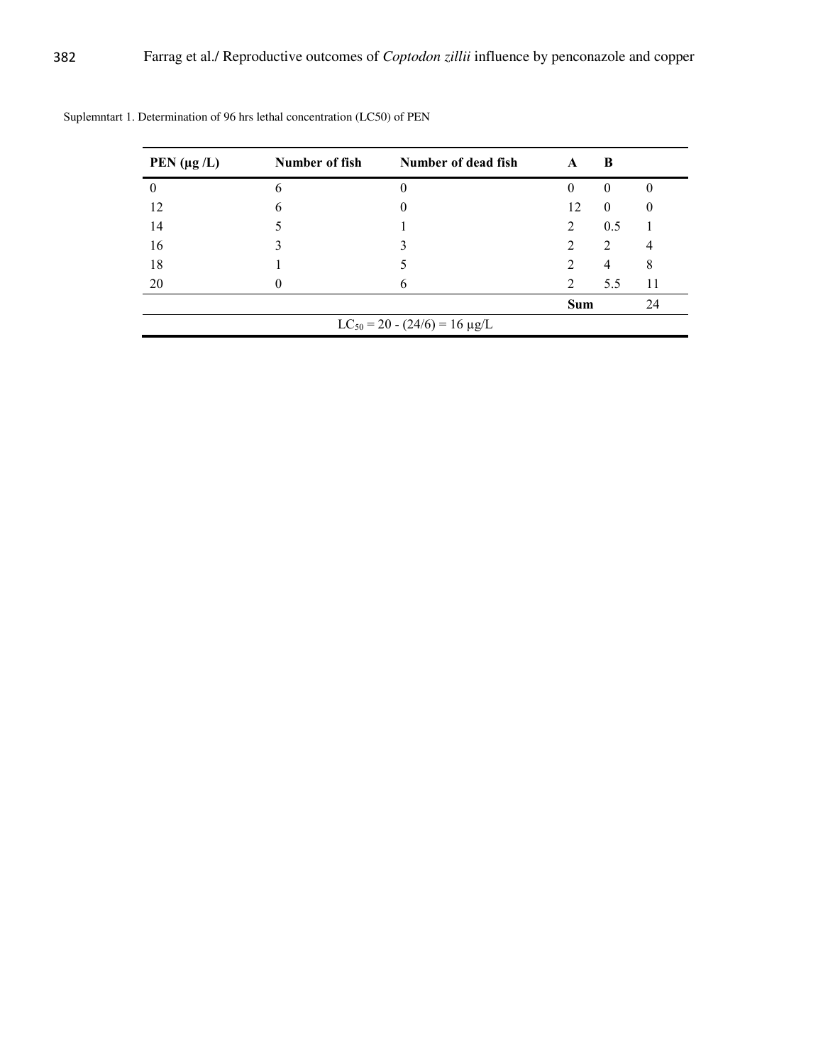Suplemntart 1. Determination of 96 hrs lethal concentration (LC50) of PEN

| PEN (µg /L) | Number of fish | Number of dead fish | A | B | |
|---|---|---|---|---|---|
| 0 | 6 | 0 | 0 | 0 | 0 |
| 12 | 6 | 0 | 12 | 0 | 0 |
| 14 | 5 | 1 | 2 | 0.5 | 1 |
| 16 | 3 | 3 | 2 | 2 | 4 |
| 18 | 1 | 5 | 2 | 4 | 8 |
| 20 | 0 | 6 | 2 | 5.5 | 11 |
| | | | **Sum** | | 24 |
| $LC_{50}$ = 20 - (24/6) = 16 µg/L | | | | | |